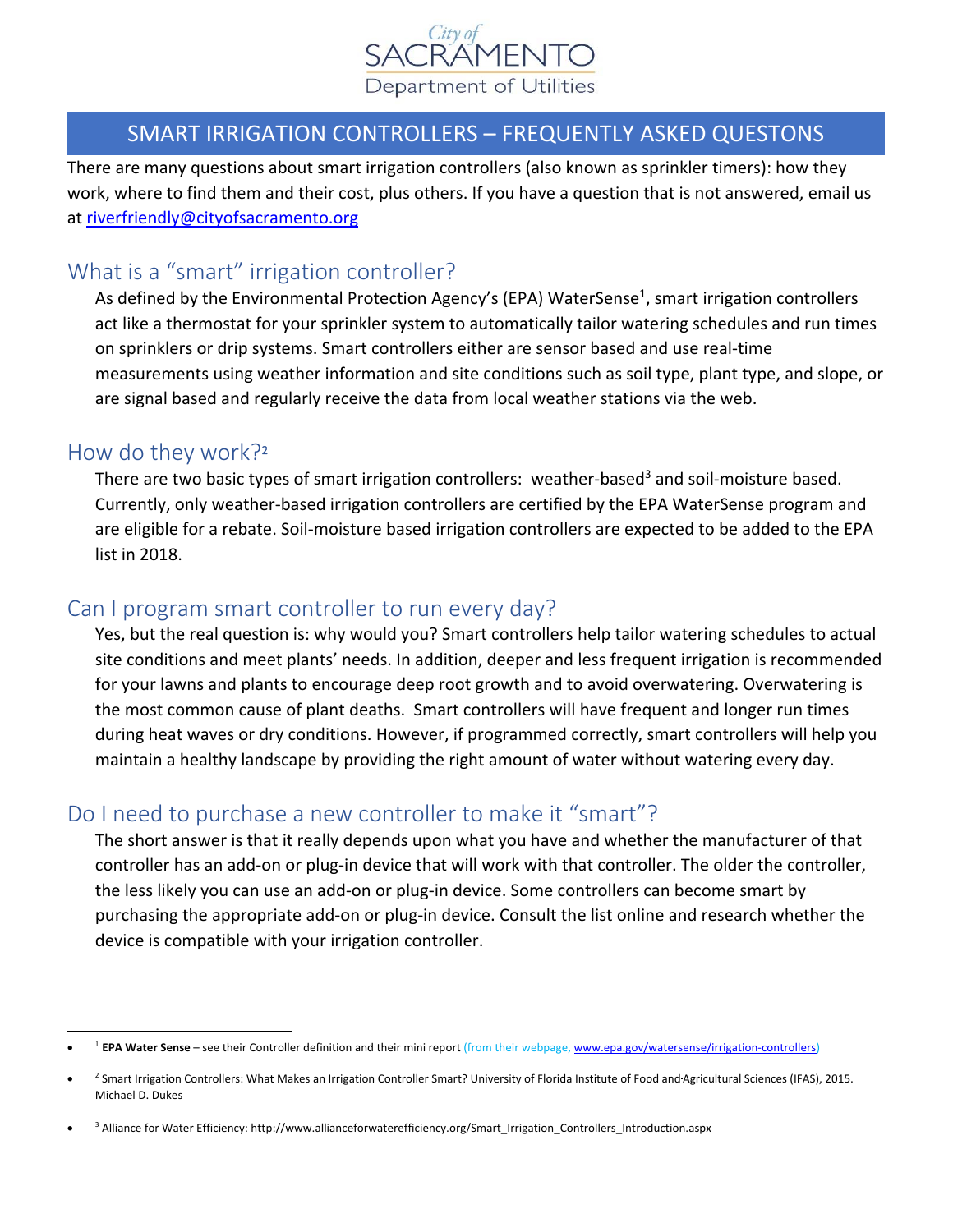City of SACRAMENTO Department of Utilities

# SMART IRRIGATION CONTROLLERS – FREQUENTLY ASKED QUESTONS

There are many questions about smart irrigation controllers (also known as sprinkler timers): how they work, where to find them and their cost, plus others. If you have a question that is not answered, email us at [riverfriendly@cityofsacramento.org](mailto:riverfriendly@cityofsacramento.org)

## What is a "smart" irrigation controller?

As defined by the Environmental Protection Agency's (EPA) WaterSense[1], smart irrigation controllers act like a thermostat for your sprinkler system to automatically tailor watering schedules and run times on sprinklers or drip systems. Smart controllers either are sensor based and use real-time measurements using weather information and site conditions such as soil type, plant type, and slope, or are signal based and regularly receive the data from local weather stations via the web.

## How do they work?[2]

There are two basic types of smart irrigation controllers: weather-based[3] and soil-moisture based. Currently, only weather-based irrigation controllers are certified by the EPA WaterSense program and are eligible for a rebate. Soil-moisture based irrigation controllers are expected to be added to the EPA list in 2018.

## Can I program smart controller to run every day?

Yes, but the real question is: why would you? Smart controllers help tailor watering schedules to actual site conditions and meet plants' needs. In addition, deeper and less frequent irrigation is recommended for your lawns and plants to encourage deep root growth and to avoid overwatering. Overwatering is the most common cause of plant deaths. Smart controllers will have frequent and longer run times during heat waves or dry conditions. However, if programmed correctly, smart controllers will help you maintain a healthy landscape by providing the right amount of water without watering every day.

## Do I need to purchase a new controller to make it "smart"?

The short answer is that it really depends upon what you have and whether the manufacturer of that controller has an add-on or plug-in device that will work with that controller. The older the controller, the less likely you can use an add-on or plug-in device. Some controllers can become smart by purchasing the appropriate add-on or plug-in device. Consult the list online and research whether the device is compatible with your irrigation controller.

---

- [1] **EPA Water Sense** – see their Controller definition and their mini report (from their webpage, [www.epa.gov/watersense/irrigation-controllers](http://www.epa.gov/watersense/irrigation-controllers))
- [2] Smart Irrigation Controllers: What Makes an Irrigation Controller Smart? University of Florida Institute of Food and Agricultural Sciences (IFAS), 2015. Michael D. Dukes
- [3] Alliance for Water Efficiency: http://www.allianceforwaterefficiency.org/Smart_Irrigation_Controllers_Introduction.aspx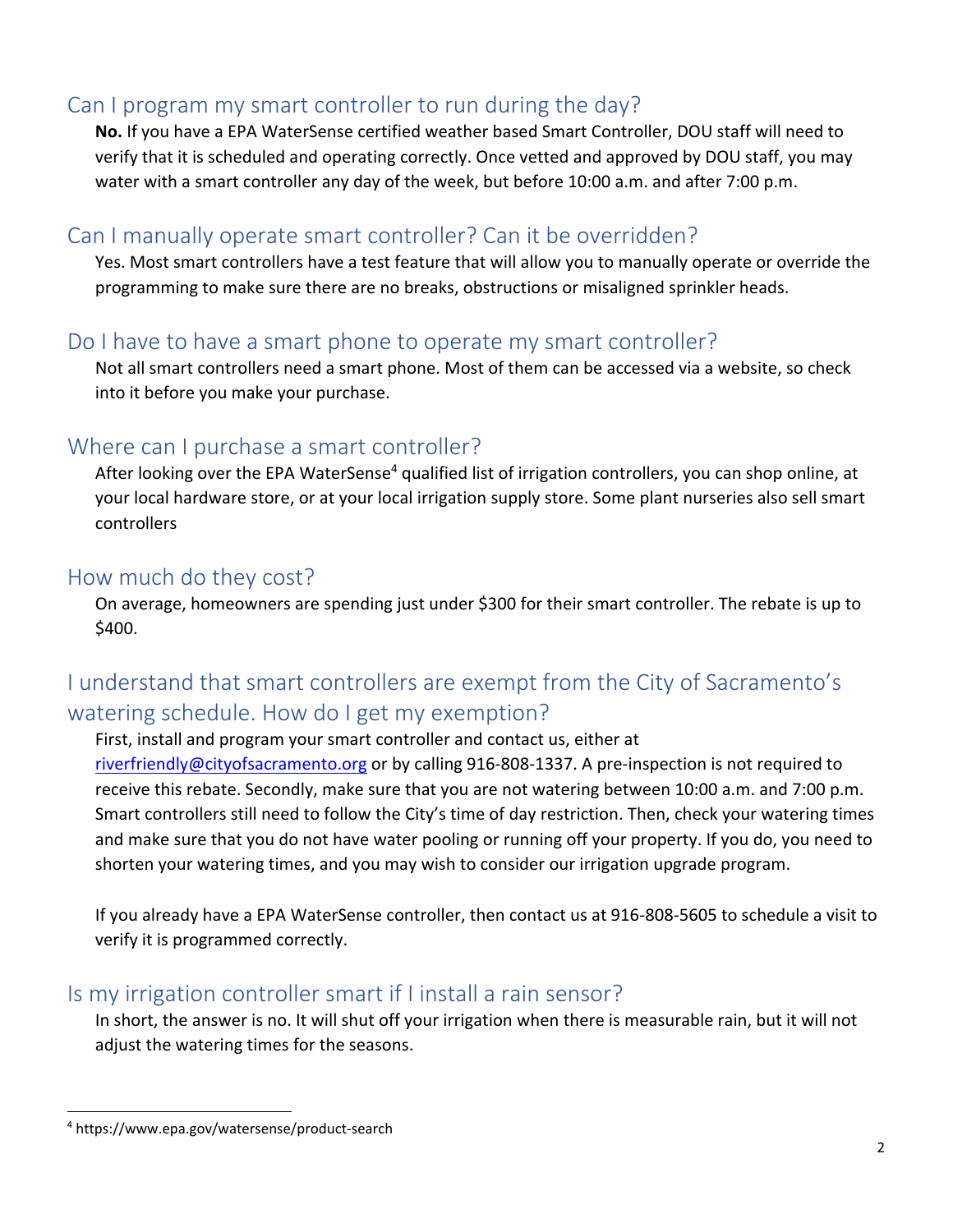## Can I program my smart controller to run during the day?

**No.** If you have a EPA WaterSense certified weather based Smart Controller, DOU staff will need to verify that it is scheduled and operating correctly. Once vetted and approved by DOU staff, you may water with a smart controller any day of the week, but before 10:00 a.m. and after 7:00 p.m.

## Can I manually operate smart controller? Can it be overridden?

Yes. Most smart controllers have a test feature that will allow you to manually operate or override the programming to make sure there are no breaks, obstructions or misaligned sprinkler heads.

## Do I have to have a smart phone to operate my smart controller?

Not all smart controllers need a smart phone. Most of them can be accessed via a website, so check into it before you make your purchase.

## Where can I purchase a smart controller?

After looking over the EPA WaterSense[4] qualified list of irrigation controllers, you can shop online, at your local hardware store, or at your local irrigation supply store. Some plant nurseries also sell smart controllers

## How much do they cost?

On average, homeowners are spending just under $300 for their smart controller. The rebate is up to $400.

## I understand that smart controllers are exempt from the City of Sacramento's watering schedule. How do I get my exemption?

First, install and program your smart controller and contact us, either at [riverfriendly@cityofsacramento.org](mailto:riverfriendly@cityofsacramento.org) or by calling 916-808-1337. A pre-inspection is not required to receive this rebate. Secondly, make sure that you are not watering between 10:00 a.m. and 7:00 p.m. Smart controllers still need to follow the City's time of day restriction. Then, check your watering times and make sure that you do not have water pooling or running off your property. If you do, you need to shorten your watering times, and you may wish to consider our irrigation upgrade program.

If you already have a EPA WaterSense controller, then contact us at 916-808-5605 to schedule a visit to verify it is programmed correctly.

## Is my irrigation controller smart if I install a rain sensor?

In short, the answer is no. It will shut off your irrigation when there is measurable rain, but it will not adjust the watering times for the seasons.

---

[4] https://www.epa.gov/watersense/product-search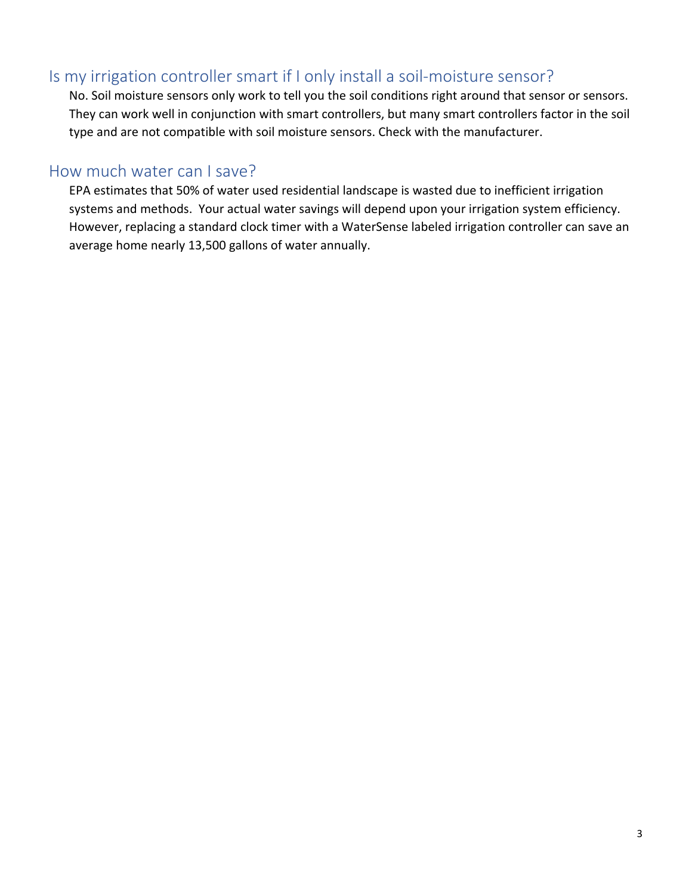## Is my irrigation controller smart if I only install a soil-moisture sensor?

No. Soil moisture sensors only work to tell you the soil conditions right around that sensor or sensors. They can work well in conjunction with smart controllers, but many smart controllers factor in the soil type and are not compatible with soil moisture sensors. Check with the manufacturer.

## How much water can I save?

EPA estimates that 50% of water used residential landscape is wasted due to inefficient irrigation systems and methods. Your actual water savings will depend upon your irrigation system efficiency. However, replacing a standard clock timer with a WaterSense labeled irrigation controller can save an average home nearly 13,500 gallons of water annually.